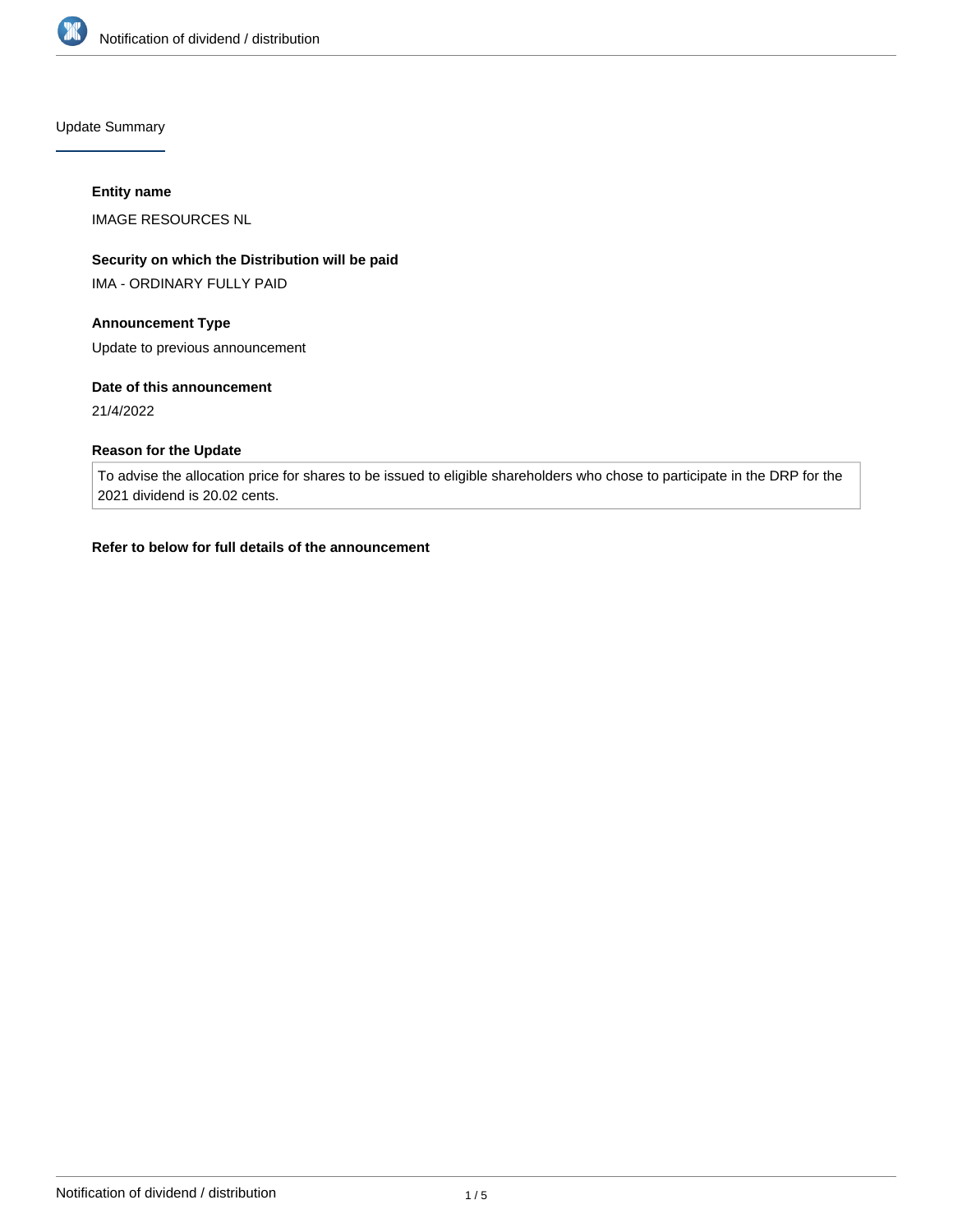## Update Summary

**Entity name**

IMAGE RESOURCES NL

**Security on which the Distribution will be paid**

IMA - ORDINARY FULLY PAID

**Announcement Type**

Update to previous announcement

**Date of this announcement**

21/4/2022

**Reason for the Update**

To advise the allocation price for shares to be issued to eligible shareholders who chose to participate in the DRP for the 2021 dividend is 20.02 cents.

**Refer to below for full details of the announcement**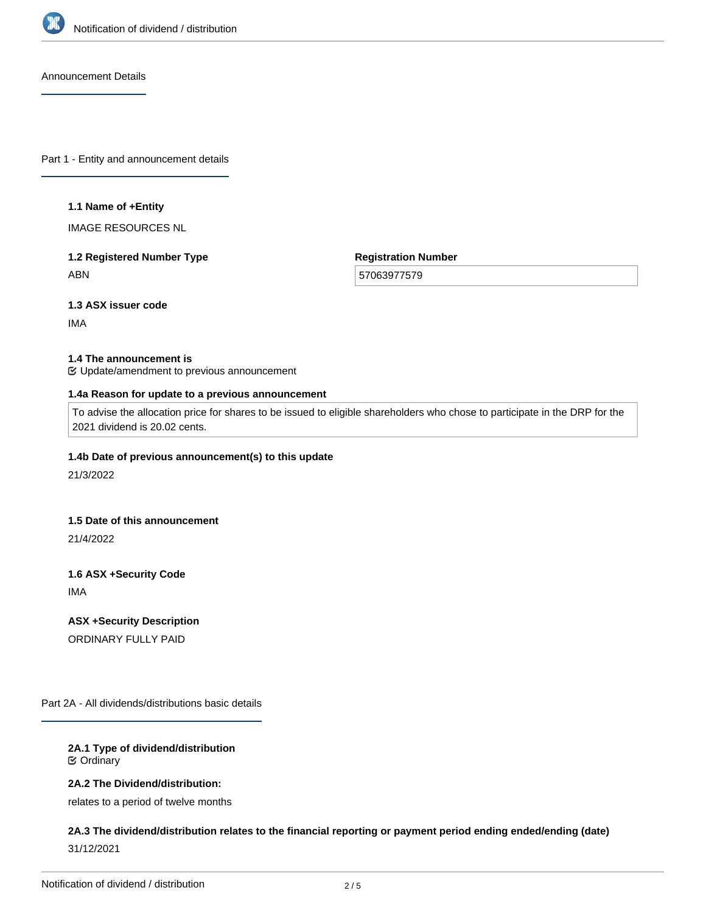## Announcement Details

### Part 1 - Entity and announcement details

**1.1 Name of +Entity**

IMAGE RESOURCES NL

**1.2 Registered Number Type**

ABN

**Registration Number**

57063977579

**1.3 ASX issuer code**

IMA

**1.4 The announcement is**

☑ Update/amendment to previous announcement

**1.4a Reason for update to a previous announcement**

To advise the allocation price for shares to be issued to eligible shareholders who chose to participate in the DRP for the 2021 dividend is 20.02 cents.

**1.4b Date of previous announcement(s) to this update**

21/3/2022

**1.5 Date of this announcement**

21/4/2022

**1.6 ASX +Security Code**

IMA

**ASX +Security Description**

ORDINARY FULLY PAID

### Part 2A - All dividends/distributions basic details

**2A.1 Type of dividend/distribution**

☑ Ordinary

**2A.2 The Dividend/distribution:**

relates to a period of twelve months

**2A.3 The dividend/distribution relates to the financial reporting or payment period ending ended/ending (date)**

31/12/2021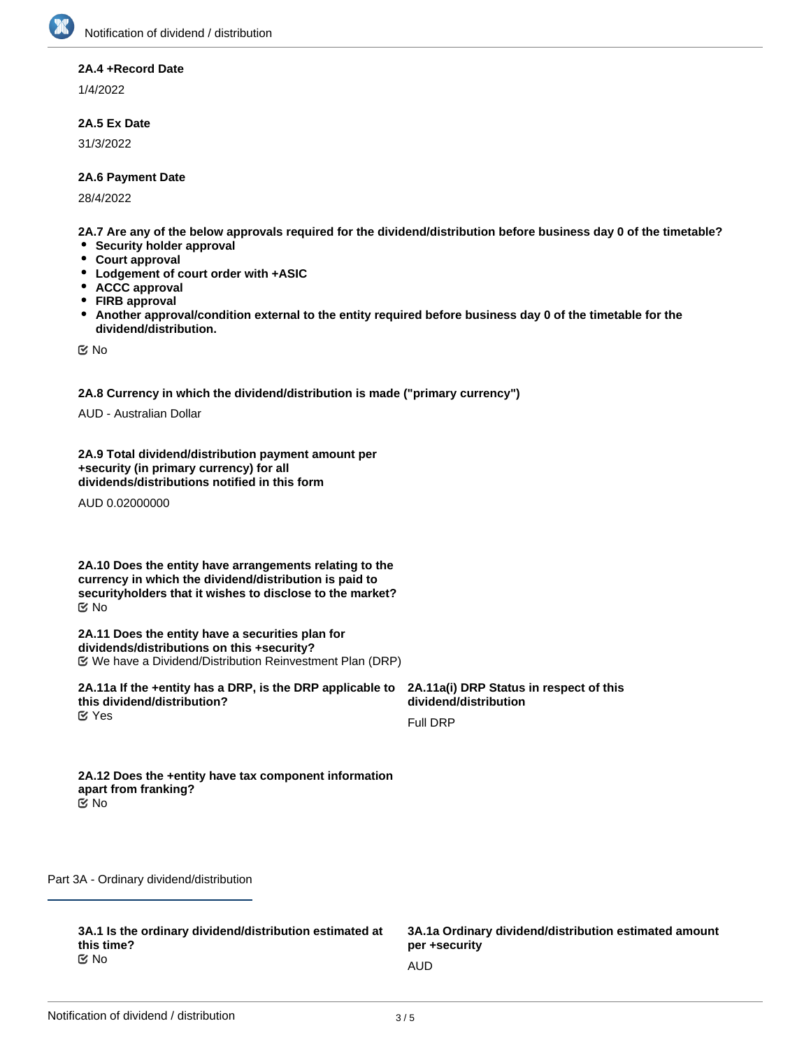**2A.4 +Record Date**

1/4/2022

**2A.5 Ex Date**

31/3/2022

**2A.6 Payment Date**

28/4/2022

**2A.7 Are any of the below approvals required for the dividend/distribution before business day 0 of the timetable?**

- **Security holder approval**
- **Court approval**
- **Lodgement of court order with +ASIC**
- **ACCC approval**
- **FIRB approval**
- **Another approval/condition external to the entity required before business day 0 of the timetable for the dividend/distribution.**

☑ No

**2A.8 Currency in which the dividend/distribution is made ("primary currency")**

AUD - Australian Dollar

**2A.9 Total dividend/distribution payment amount per +security (in primary currency) for all dividends/distributions notified in this form**

AUD 0.02000000

**2A.10 Does the entity have arrangements relating to the currency in which the dividend/distribution is paid to securityholders that it wishes to disclose to the market?**

☑ No

**2A.11 Does the entity have a securities plan for dividends/distributions on this +security?**

☑ We have a Dividend/Distribution Reinvestment Plan (DRP)

**2A.11a If the +entity has a DRP, is the DRP applicable to this dividend/distribution?**

☑ Yes

**2A.11a(i) DRP Status in respect of this dividend/distribution**

Full DRP

**2A.12 Does the +entity have tax component information apart from franking?**

☑ No

## Part 3A - Ordinary dividend/distribution

**3A.1 Is the ordinary dividend/distribution estimated at this time?**

☑ No

**3A.1a Ordinary dividend/distribution estimated amount per +security**

AUD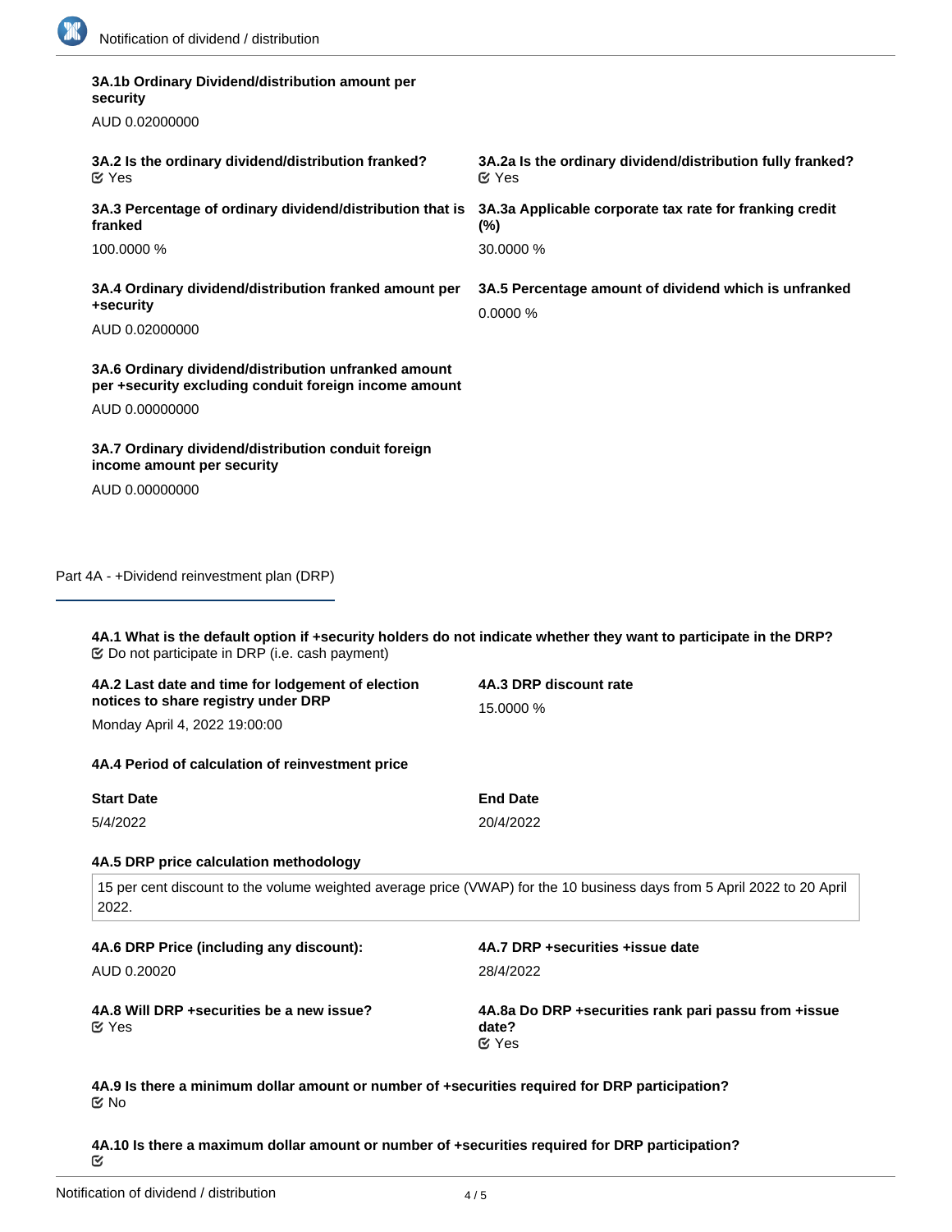**3A.1b Ordinary Dividend/distribution amount per security**

AUD 0.02000000

**3A.2 Is the ordinary dividend/distribution franked?**
☑ Yes

**3A.2a Is the ordinary dividend/distribution fully franked?**
☑ Yes

**3A.3 Percentage of ordinary dividend/distribution that is franked**

100.0000 %

**3A.3a Applicable corporate tax rate for franking credit (%)**

30.0000 %

**3A.4 Ordinary dividend/distribution franked amount per +security**

AUD 0.02000000

**3A.5 Percentage amount of dividend which is unfranked**

0.0000 %

**3A.6 Ordinary dividend/distribution unfranked amount per +security excluding conduit foreign income amount**

AUD 0.00000000

**3A.7 Ordinary dividend/distribution conduit foreign income amount per security**

AUD 0.00000000

## Part 4A - +Dividend reinvestment plan (DRP)

**4A.1 What is the default option if +security holders do not indicate whether they want to participate in the DRP?**
☑ Do not participate in DRP (i.e. cash payment)

**4A.2 Last date and time for lodgement of election notices to share registry under DRP**

Monday April 4, 2022 19:00:00

**4A.3 DRP discount rate**

15.0000 %

**4A.4 Period of calculation of reinvestment price**

| Start Date | End Date |
|---|---|
| 5/4/2022 | 20/4/2022 |

**4A.5 DRP price calculation methodology**

15 per cent discount to the volume weighted average price (VWAP) for the 10 business days from 5 April 2022 to 20 April 2022.

**4A.6 DRP Price (including any discount):**

AUD 0.20020

**4A.7 DRP +securities +issue date**

28/4/2022

**4A.8 Will DRP +securities be a new issue?**
☑ Yes

**4A.8a Do DRP +securities rank pari passu from +issue date?**
☑ Yes

**4A.9 Is there a minimum dollar amount or number of +securities required for DRP participation?**
☑ No

**4A.10 Is there a maximum dollar amount or number of +securities required for DRP participation?**
☑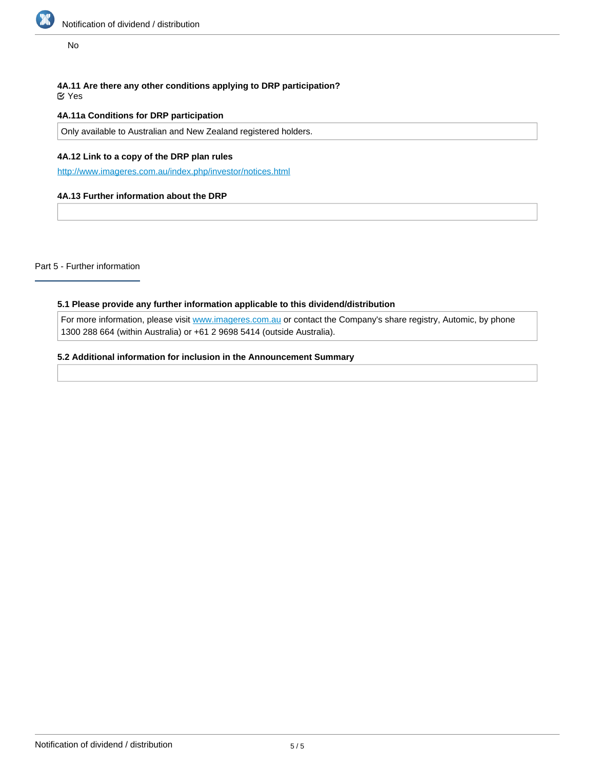No

**4A.11 Are there any other conditions applying to DRP participation?**

Yes

**4A.11a Conditions for DRP participation**

Only available to Australian and New Zealand registered holders.

**4A.12 Link to a copy of the DRP plan rules**

http://www.imageres.com.au/index.php/investor/notices.html

**4A.13 Further information about the DRP**

## Part 5 - Further information

**5.1 Please provide any further information applicable to this dividend/distribution**

For more information, please visit www.imageres.com.au or contact the Company's share registry, Automic, by phone 1300 288 664 (within Australia) or +61 2 9698 5414 (outside Australia).

**5.2 Additional information for inclusion in the Announcement Summary**